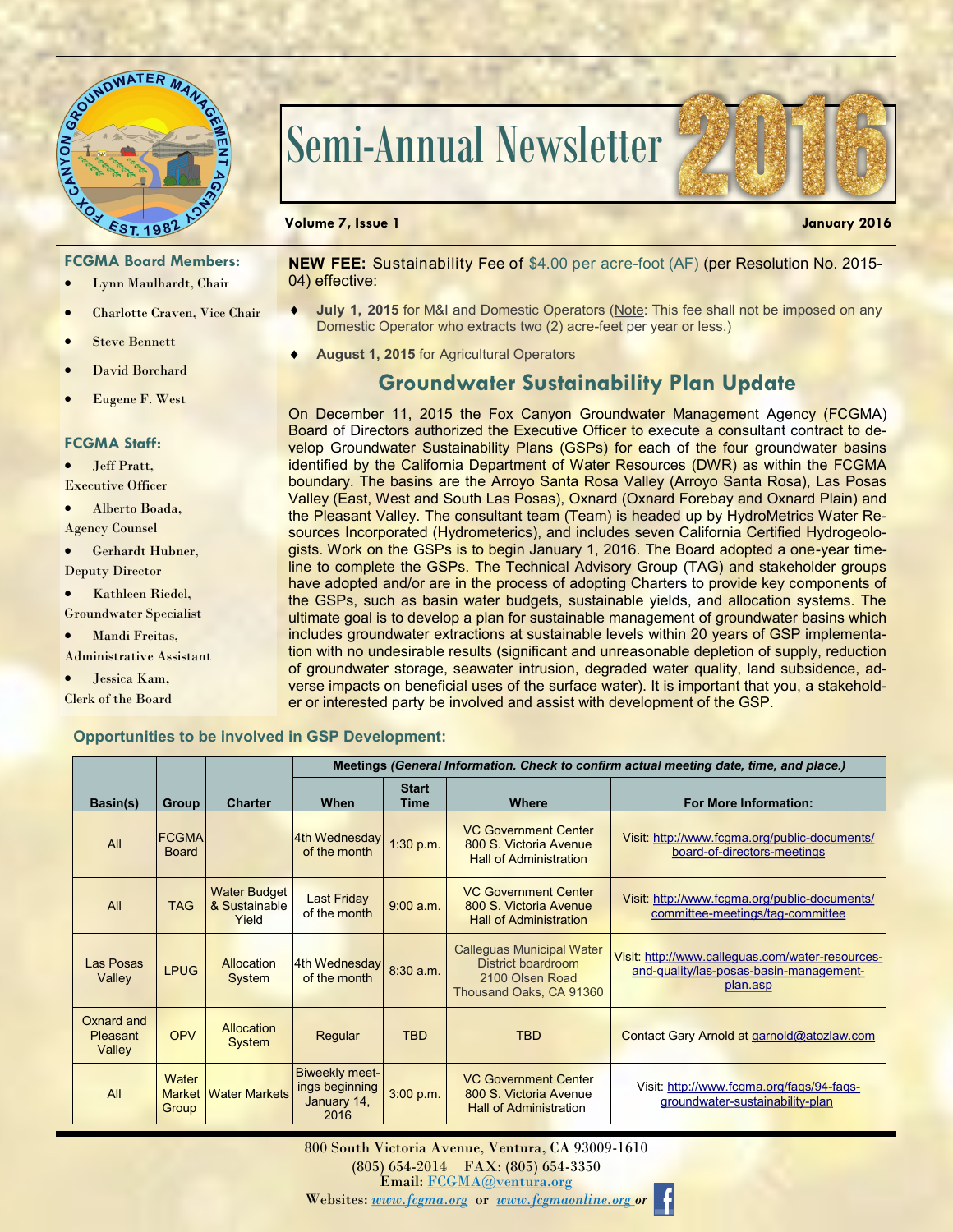# Semi-Annual Newsletter 2016

**Volume 7, Issue 1** | **January 2016**

### FCGMA Board Members:

- Lynn Maulhardt, Chair
- Charlotte Craven, Vice Chair
- Steve Bennett
- David Borchard
- Eugene F. West

### FCGMA Staff:

- Jeff Pratt, Executive Officer
- Alberto Boada, Agency Counsel
- Gerhardt Hubner, Deputy Director
- Kathleen Riedel, Groundwater Specialist
- Mandi Freitas, Administrative Assistant
- Jessica Kam, Clerk of the Board

**NEW FEE:** Sustainability Fee of $4.00 per acre-foot (AF) (per Resolution No. 2015-04) effective:

- **July 1, 2015** for M&I and Domestic Operators (Note: This fee shall not be imposed on any Domestic Operator who extracts two (2) acre-feet per year or less.)
- **August 1, 2015** for Agricultural Operators

## Groundwater Sustainability Plan Update

On December 11, 2015 the Fox Canyon Groundwater Management Agency (FCGMA) Board of Directors authorized the Executive Officer to execute a consultant contract to develop Groundwater Sustainability Plans (GSPs) for each of the four groundwater basins identified by the California Department of Water Resources (DWR) as within the FCGMA boundary. The basins are the Arroyo Santa Rosa Valley (Arroyo Santa Rosa), Las Posas Valley (East, West and South Las Posas), Oxnard (Oxnard Forebay and Oxnard Plain) and the Pleasant Valley. The consultant team (Team) is headed up by HydroMetrics Water Resources Incorporated (Hydrometerics), and includes seven California Certified Hydrogeologists. Work on the GSPs is to begin January 1, 2016. The Board adopted a one-year timeline to complete the GSPs. The Technical Advisory Group (TAG) and stakeholder groups have adopted and/or are in the process of adopting Charters to provide key components of the GSPs, such as basin water budgets, sustainable yields, and allocation systems. The ultimate goal is to develop a plan for sustainable management of groundwater basins which includes groundwater extractions at sustainable levels within 20 years of GSP implementation with no undesirable results (significant and unreasonable depletion of supply, reduction of groundwater storage, seawater intrusion, degraded water quality, land subsidence, adverse impacts on beneficial uses of the surface water). It is important that you, a stakeholder or interested party be involved and assist with development of the GSP.

### Opportunities to be involved in GSP Development:

| Basin(s) | Group | Charter | Meetings *(General Information. Check to confirm actual meeting date, time, and place.)* When | Start Time | Where | For More Information: |
|---|---|---|---|---|---|---|
| All | FCGMA Board | | 4th Wednesday of the month | 1:30 p.m. | VC Government Center 800 S. Victoria Avenue Hall of Administration | Visit: http://www.fcgma.org/public-documents/board-of-directors-meetings |
| All | TAG | Water Budget & Sustainable Yield | Last Friday of the month | 9:00 a.m. | VC Government Center 800 S. Victoria Avenue Hall of Administration | Visit: http://www.fcgma.org/public-documents/committee-meetings/tag-committee |
| Las Posas Valley | LPUG | Allocation System | 4th Wednesday of the month | 8:30 a.m. | Calleguas Municipal Water District boardroom 2100 Olsen Road Thousand Oaks, CA 91360 | Visit: http://www.calleguas.com/water-resources-and-quality/las-posas-basin-management-plan.asp |
| Oxnard and Pleasant Valley | OPV | Allocation System | Regular | TBD | TBD | Contact Gary Arnold at garnold@atozlaw.com |
| All | Water Market Group | Water Markets | Biweekly meetings beginning January 14, 2016 | 3:00 p.m. | VC Government Center 800 S. Victoria Avenue Hall of Administration | Visit: http://www.fcgma.org/faqs/94-faqs-groundwater-sustainability-plan |

800 South Victoria Avenue, Ventura, CA 93009-1610
(805) 654-2014 FAX: (805) 654-3350
Email: FCGMA@ventura.org
Websites: *www.fcgma.org* or *www.fcgmaonline.org* or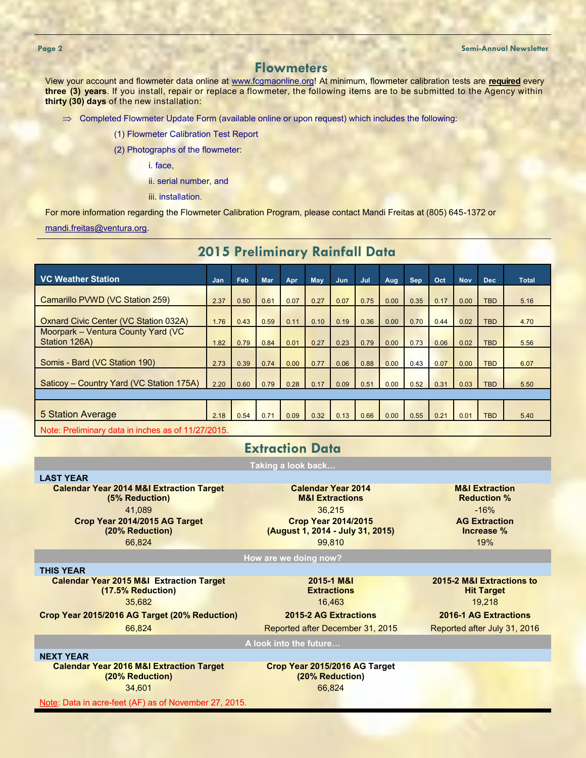## Flowmeters

View your account and flowmeter data online at www.fcgmaonline.org! At minimum, flowmeter calibration tests are **required** every **three (3) years**. If you install, repair or replace a flowmeter, the following items are to be submitted to the Agency within **thirty (30) days** of the new installation:

⇒ Completed Flowmeter Update Form (available online or upon request) which includes the following:

(1) Flowmeter Calibration Test Report

(2) Photographs of the flowmeter:

i. face,

ii. serial number, and

iii. installation.

For more information regarding the Flowmeter Calibration Program, please contact Mandi Freitas at (805) 645-1372 or mandi.freitas@ventura.org.

## 2015 Preliminary Rainfall Data

| VC Weather Station | Jan | Feb | Mar | Apr | May | Jun | Jul | Aug | Sep | Oct | Nov | Dec | Total |
|---|---|---|---|---|---|---|---|---|---|---|---|---|---|
| Camarillo PVWD (VC Station 259) | 2.37 | 0.50 | 0.61 | 0.07 | 0.27 | 0.07 | 0.75 | 0.00 | 0.35 | 0.17 | 0.00 | TBD | 5.16 |
| Oxnard Civic Center (VC Station 032A) | 1.76 | 0.43 | 0.59 | 0.11 | 0.10 | 0.19 | 0.36 | 0.00 | 0.70 | 0.44 | 0.02 | TBD | 4.70 |
| Moorpark – Ventura County Yard (VC Station 126A) | 1.82 | 0.79 | 0.84 | 0.01 | 0.27 | 0.23 | 0.79 | 0.00 | 0.73 | 0.06 | 0.02 | TBD | 5.56 |
| Somis - Bard (VC Station 190) | 2.73 | 0.39 | 0.74 | 0.00 | 0.77 | 0.06 | 0.88 | 0.00 | 0.43 | 0.07 | 0.00 | TBD | 6.07 |
| Saticoy – Country Yard (VC Station 175A) | 2.20 | 0.60 | 0.79 | 0.28 | 0.17 | 0.09 | 0.51 | 0.00 | 0.52 | 0.31 | 0.03 | TBD | 5.50 |
| | | | | | | | | | | | | | |
| 5 Station Average | 2.18 | 0.54 | 0.71 | 0.09 | 0.32 | 0.13 | 0.66 | 0.00 | 0.55 | 0.21 | 0.01 | TBD | 5.40 |

Note: Preliminary data in inches as of 11/27/2015.

## Extraction Data

**Taking a look back…**

**LAST YEAR**

| | | |
|---|---|---|
| **Calendar Year 2014 M&I Extraction Target (5% Reduction)** | **Calendar Year 2014 M&I Extractions** | **M&I Extraction Reduction %** |
| 41,089 | 36,215 | -16% |
| **Crop Year 2014/2015 AG Target (20% Reduction)** | **Crop Year 2014/2015 (August 1, 2014 - July 31, 2015)** | **AG Extraction Increase %** |
| 66,824 | 99,810 | 19% |

**How are we doing now?**

**THIS YEAR**

| | | |
|---|---|---|
| **Calendar Year 2015 M&I Extraction Target (17.5% Reduction)** | **2015-1 M&I Extractions** | **2015-2 M&I Extractions to Hit Target** |
| 35,682 | 16,463 | 19,218 |
| **Crop Year 2015/2016 AG Target (20% Reduction)** | **2015-2 AG Extractions** | **2016-1 AG Extractions** |
| 66,824 | Reported after December 31, 2015 | Reported after July 31, 2016 |

**A look into the future…**

**NEXT YEAR**

| | |
|---|---|
| **Calendar Year 2016 M&I Extraction Target (20% Reduction)** | **Crop Year 2015/2016 AG Target (20% Reduction)** |
| 34,601 | 66,824 |

Note: Data in acre-feet (AF) as of November 27, 2015.